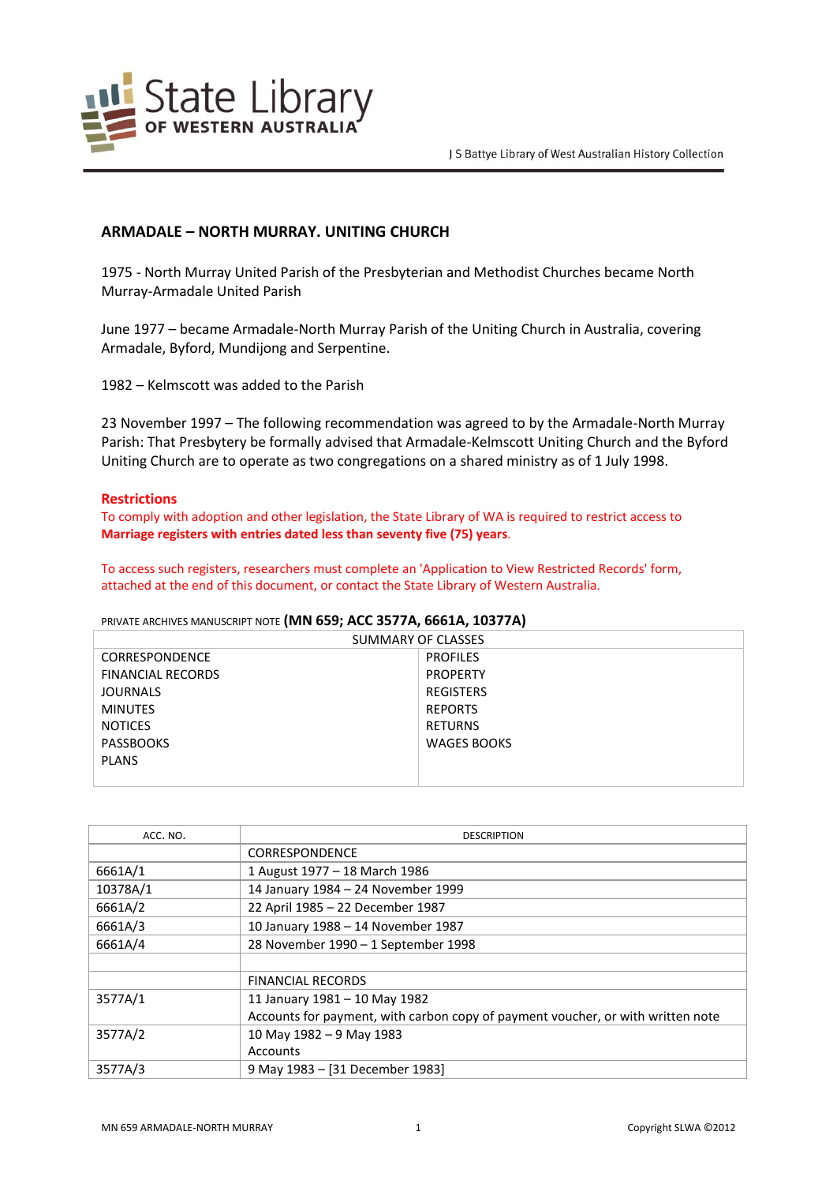State Library OF WESTERN AUSTRALIA

J S Battye Library of West Australian History Collection

## ARMADALE – NORTH MURRAY. UNITING CHURCH

1975 - North Murray United Parish of the Presbyterian and Methodist Churches became North Murray-Armadale United Parish

June 1977 – became Armadale-North Murray Parish of the Uniting Church in Australia, covering Armadale, Byford, Mundijong and Serpentine.

1982 – Kelmscott was added to the Parish

23 November 1997 – The following recommendation was agreed to by the Armadale-North Murray Parish: That Presbytery be formally advised that Armadale-Kelmscott Uniting Church and the Byford Uniting Church are to operate as two congregations on a shared ministry as of 1 July 1998.

**Restrictions**

To comply with adoption and other legislation, the State Library of WA is required to restrict access to **Marriage registers with entries dated less than seventy five (75) years**.

To access such registers, researchers must complete an 'Application to View Restricted Records' form, attached at the end of this document, or contact the State Library of Western Australia.

PRIVATE ARCHIVES MANUSCRIPT NOTE **(MN 659; ACC 3577A, 6661A, 10377A)**

| SUMMARY OF CLASSES | |
|---|---|
| CORRESPONDENCE | PROFILES |
| FINANCIAL RECORDS | PROPERTY |
| JOURNALS | REGISTERS |
| MINUTES | REPORTS |
| NOTICES | RETURNS |
| PASSBOOKS | WAGES BOOKS |
| PLANS | |

| ACC. NO. | DESCRIPTION |
|---|---|
| | CORRESPONDENCE |
| 6661A/1 | 1 August 1977 – 18 March 1986 |
| 10378A/1 | 14 January 1984 – 24 November 1999 |
| 6661A/2 | 22 April 1985 – 22 December 1987 |
| 6661A/3 | 10 January 1988 – 14 November 1987 |
| 6661A/4 | 28 November 1990 – 1 September 1998 |
| | |
| | FINANCIAL RECORDS |
| 3577A/1 | 11 January 1981 – 10 May 1982<br>Accounts for payment, with carbon copy of payment voucher, or with written note |
| 3577A/2 | 10 May 1982 – 9 May 1983<br>Accounts |
| 3577A/3 | 9 May 1983 – [31 December 1983] |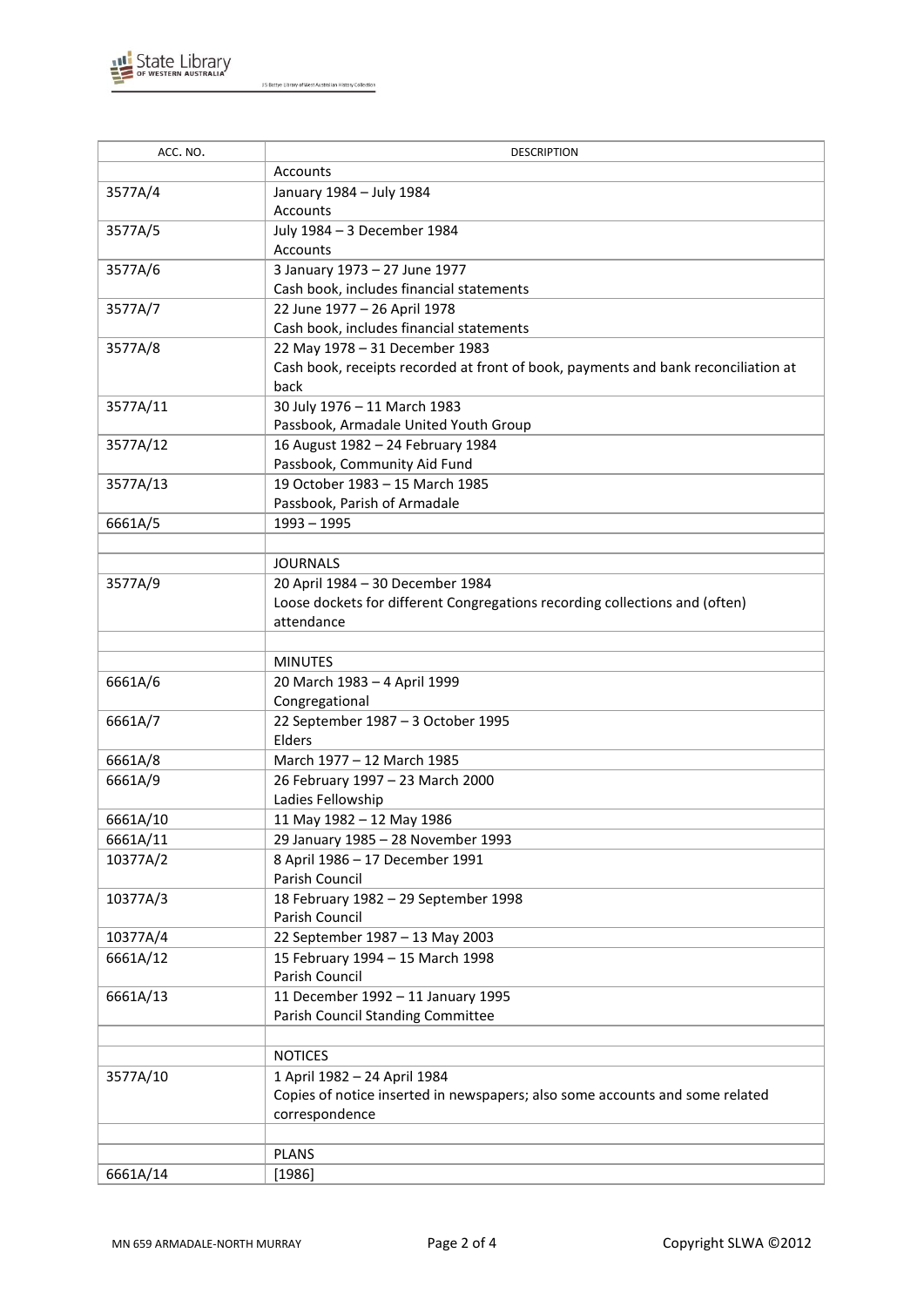| ACC. NO. | DESCRIPTION |
|---|---|
| | Accounts |
| 3577A/4 | January 1984 – July 1984<br>Accounts |
| 3577A/5 | July 1984 – 3 December 1984<br>Accounts |
| 3577A/6 | 3 January 1973 – 27 June 1977<br>Cash book, includes financial statements |
| 3577A/7 | 22 June 1977 – 26 April 1978<br>Cash book, includes financial statements |
| 3577A/8 | 22 May 1978 – 31 December 1983<br>Cash book, receipts recorded at front of book, payments and bank reconciliation at back |
| 3577A/11 | 30 July 1976 – 11 March 1983<br>Passbook, Armadale United Youth Group |
| 3577A/12 | 16 August 1982 – 24 February 1984<br>Passbook, Community Aid Fund |
| 3577A/13 | 19 October 1983 – 15 March 1985<br>Passbook, Parish of Armadale |
| 6661A/5 | 1993 – 1995 |
| | |
| | JOURNALS |
| 3577A/9 | 20 April 1984 – 30 December 1984<br>Loose dockets for different Congregations recording collections and (often) attendance |
| | |
| | MINUTES |
| 6661A/6 | 20 March 1983 – 4 April 1999<br>Congregational |
| 6661A/7 | 22 September 1987 – 3 October 1995<br>Elders |
| 6661A/8 | March 1977 – 12 March 1985 |
| 6661A/9 | 26 February 1997 – 23 March 2000<br>Ladies Fellowship |
| 6661A/10 | 11 May 1982 – 12 May 1986 |
| 6661A/11 | 29 January 1985 – 28 November 1993 |
| 10377A/2 | 8 April 1986 – 17 December 1991<br>Parish Council |
| 10377A/3 | 18 February 1982 – 29 September 1998<br>Parish Council |
| 10377A/4 | 22 September 1987 – 13 May 2003 |
| 6661A/12 | 15 February 1994 – 15 March 1998<br>Parish Council |
| 6661A/13 | 11 December 1992 – 11 January 1995<br>Parish Council Standing Committee |
| | |
| | NOTICES |
| 3577A/10 | 1 April 1982 – 24 April 1984<br>Copies of notice inserted in newspapers; also some accounts and some related correspondence |
| | |
| | PLANS |
| 6661A/14 | [1986] |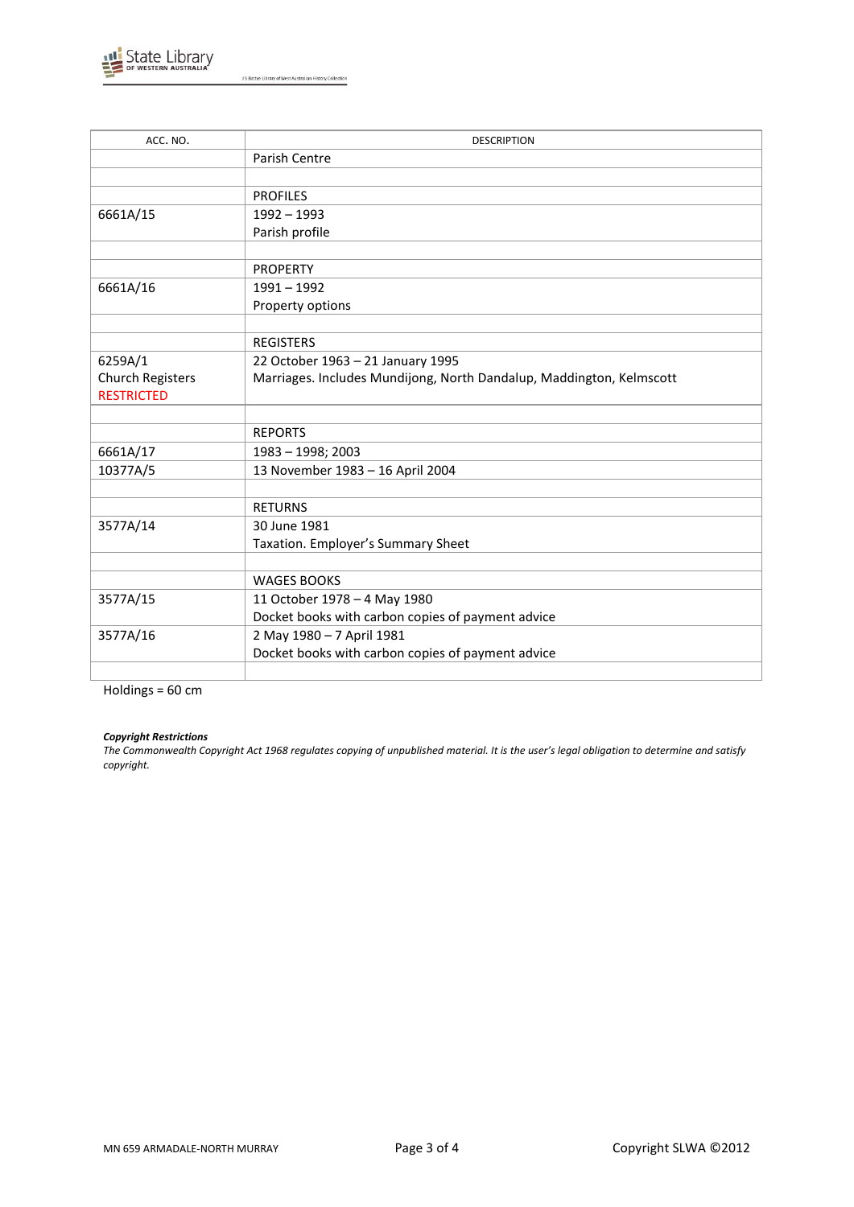| ACC. NO. | DESCRIPTION |
|---|---|
| | Parish Centre |
| | |
| | PROFILES |
| 6661A/15 | 1992 – 1993<br>Parish profile |
| | |
| | PROPERTY |
| 6661A/16 | 1991 – 1992<br>Property options |
| | |
| | REGISTERS |
| 6259A/1<br>Church Registers<br>RESTRICTED | 22 October 1963 – 21 January 1995<br>Marriages. Includes Mundijong, North Dandalup, Maddington, Kelmscott |
| | |
| | REPORTS |
| 6661A/17 | 1983 – 1998; 2003 |
| 10377A/5 | 13 November 1983 – 16 April 2004 |
| | |
| | RETURNS |
| 3577A/14 | 30 June 1981<br>Taxation. Employer's Summary Sheet |
| | |
| | WAGES BOOKS |
| 3577A/15 | 11 October 1978 – 4 May 1980<br>Docket books with carbon copies of payment advice |
| 3577A/16 | 2 May 1980 – 7 April 1981<br>Docket books with carbon copies of payment advice |
| | |

Holdings = 60 cm

***Copyright Restrictions***

*The Commonwealth Copyright Act 1968 regulates copying of unpublished material. It is the user's legal obligation to determine and satisfy copyright.*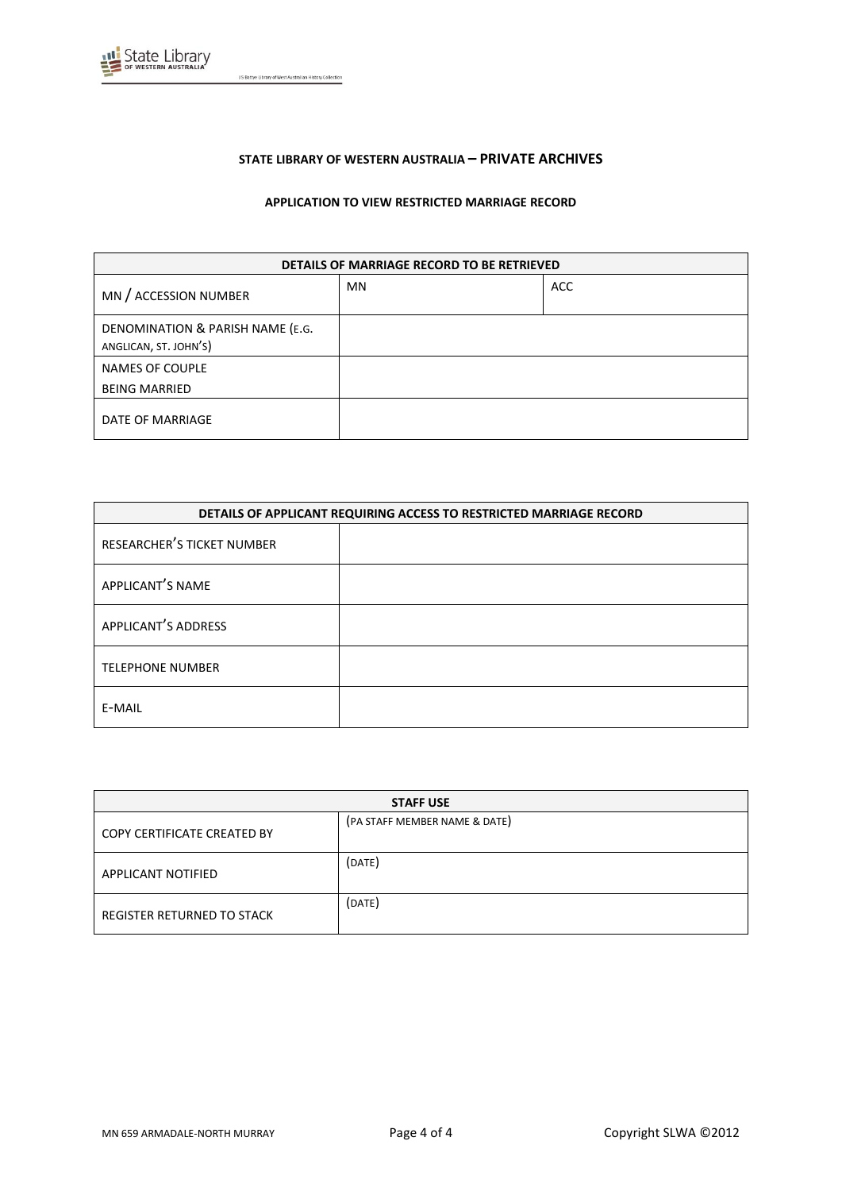**STATE LIBRARY OF WESTERN AUSTRALIA – PRIVATE ARCHIVES**

**APPLICATION TO VIEW RESTRICTED MARRIAGE RECORD**

| DETAILS OF MARRIAGE RECORD TO BE RETRIEVED | | |
|---|---|---|
| MN / ACCESSION NUMBER | MN | ACC |
| DENOMINATION & PARISH NAME (E.G. ANGLICAN, ST. JOHN'S) | | |
| NAMES OF COUPLE BEING MARRIED | | |
| DATE OF MARRIAGE | | |

| DETAILS OF APPLICANT REQUIRING ACCESS TO RESTRICTED MARRIAGE RECORD | |
|---|---|
| RESEARCHER'S TICKET NUMBER | |
| APPLICANT'S NAME | |
| APPLICANT'S ADDRESS | |
| TELEPHONE NUMBER | |
| E-MAIL | |

| STAFF USE | |
|---|---|
| COPY CERTIFICATE CREATED BY | (PA STAFF MEMBER NAME & DATE) |
| APPLICANT NOTIFIED | (DATE) |
| REGISTER RETURNED TO STACK | (DATE) |